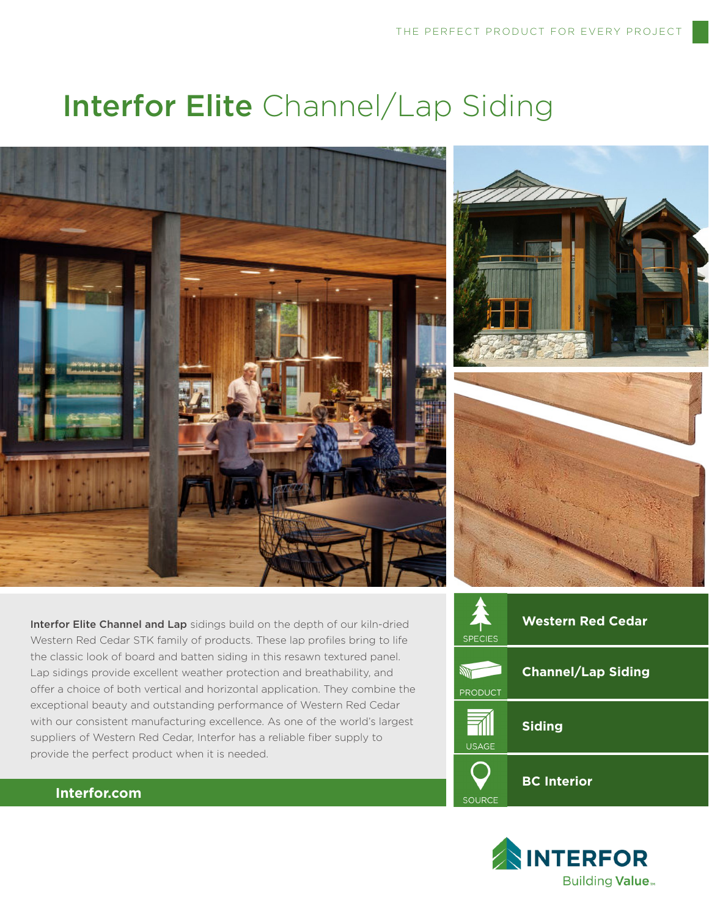THE PERFECT PRODUCT FOR EVERY PROJECT

# **Interfor Elite** Channel/Lap Siding

**Interfor Elite Channel and Lap** sidings build on the depth of our kiln-dried Western Red Cedar STK family of products. These lap profiles bring to life the classic look of board and batten siding in this resawn textured panel. Lap sidings provide excellent weather protection and breathability, and offer a choice of both vertical and horizontal application. They combine the exceptional beauty and outstanding performance of Western Red Cedar with our consistent manufacturing excellence. As one of the world's largest suppliers of Western Red Cedar, Interfor has a reliable fiber supply to provide the perfect product when it is needed.

**Interfor.com**

| | |
|---|---|
| SPECIES | **Western Red Cedar** |
| PRODUCT | **Channel/Lap Siding** |
| USAGE | **Siding** |
| SOURCE | **BC Interior** |

INTERFOR
Building Value™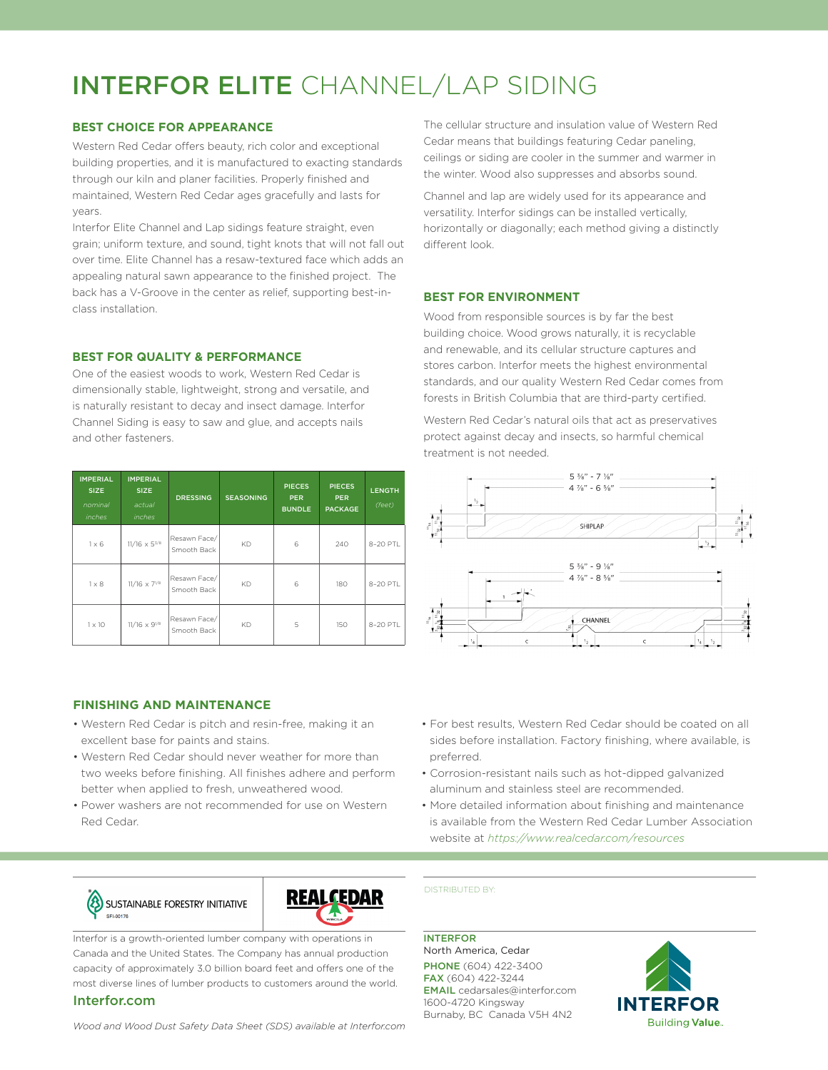# INTERFOR ELITE CHANNEL/LAP SIDING

### BEST CHOICE FOR APPEARANCE

Western Red Cedar offers beauty, rich color and exceptional building properties, and it is manufactured to exacting standards through our kiln and planer facilities. Properly finished and maintained, Western Red Cedar ages gracefully and lasts for years.

Interfor Elite Channel and Lap sidings feature straight, even grain; uniform texture, and sound, tight knots that will not fall out over time. Elite Channel has a resaw-textured face which adds an appealing natural sawn appearance to the finished project. The back has a V-Groove in the center as relief, supporting best-in-class installation.

### BEST FOR QUALITY & PERFORMANCE

One of the easiest woods to work, Western Red Cedar is dimensionally stable, lightweight, strong and versatile, and is naturally resistant to decay and insect damage. Interfor Channel Siding is easy to saw and glue, and accepts nails and other fasteners.

| IMPERIAL SIZE *nominal inches* | IMPERIAL SIZE *actual inches* | DRESSING | SEASONING | PIECES PER BUNDLE | PIECES PER PACKAGE | LENGTH *(feet)* |
|---|---|---|---|---|---|---|
| 1 x 6 | 11/16 x 5³⁄⁸ | Resawn Face/ Smooth Back | KD | 6 | 240 | 8-20 PTL |
| 1 x 8 | 11/16 x 7¹⁄⁸ | Resawn Face/ Smooth Back | KD | 6 | 180 | 8-20 PTL |
| 1 x 10 | 11/16 x 9¹⁄⁸ | Resawn Face/ Smooth Back | KD | 5 | 150 | 8-20 PTL |

The cellular structure and insulation value of Western Red Cedar means that buildings featuring Cedar paneling, ceilings or siding are cooler in the summer and warmer in the winter. Wood also suppresses and absorbs sound.

Channel and lap are widely used for its appearance and versatility. Interfor sidings can be installed vertically, horizontally or diagonally; each method giving a distinctly different look.

### BEST FOR ENVIRONMENT

Wood from responsible sources is by far the best building choice. Wood grows naturally, it is recyclable and renewable, and its cellular structure captures and stores carbon. Interfor meets the highest environmental standards, and our quality Western Red Cedar comes from forests in British Columbia that are third-party certified.

Western Red Cedar's natural oils that act as preservatives protect against decay and insects, so harmful chemical treatment is not needed.

5 ⅜" - 7 ⅛"
4 ⅞" - 6 ⅝"
SHIPLAP

5 ⅜" - 9 ⅛"
4 ⅞" - 8 ⅝"
CHANNEL

### FINISHING AND MAINTENANCE

- Western Red Cedar is pitch and resin-free, making it an excellent base for paints and stains.
- Western Red Cedar should never weather for more than two weeks before finishing. All finishes adhere and perform better when applied to fresh, unweathered wood.
- Power washers are not recommended for use on Western Red Cedar.
- For best results, Western Red Cedar should be coated on all sides before installation. Factory finishing, where available, is preferred.
- Corrosion-resistant nails such as hot-dipped galvanized aluminum and stainless steel are recommended.
- More detailed information about finishing and maintenance is available from the Western Red Cedar Lumber Association website at *https://www.realcedar.com/resources*

SUSTAINABLE FORESTRY INITIATIVE SFI-00176

REAL CEDAR WRCLA

Interfor is a growth-oriented lumber company with operations in Canada and the United States. The Company has annual production capacity of approximately 3.0 billion board feet and offers one of the most diverse lines of lumber products to customers around the world.

Interfor.com

*Wood and Wood Dust Safety Data Sheet (SDS) available at Interfor.com*

DISTRIBUTED BY:

**INTERFOR**
North America, Cedar
**PHONE** (604) 422-3400
**FAX** (604) 422-3244
**EMAIL** cedarsales@interfor.com
1600-4720 Kingsway
Burnaby, BC Canada V5H 4N2

INTERFOR Building Value.